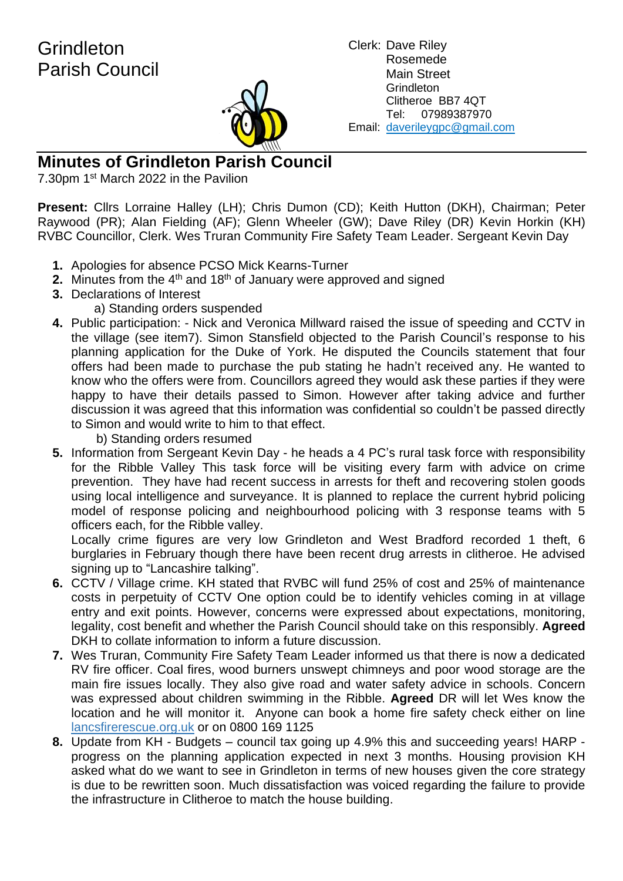# Grindleton Parish Council

Clerk: Dave Riley
Rosemede
Main Street
Grindleton
Clitheroe BB7 4QT
Tel: 07989387970
Email: daverileygpc@gmail.com

## Minutes of Grindleton Parish Council

7.30pm 1st March 2022 in the Pavilion

**Present:** Cllrs Lorraine Halley (LH); Chris Dumon (CD); Keith Hutton (DKH), Chairman; Peter Raywood (PR); Alan Fielding (AF); Glenn Wheeler (GW); Dave Riley (DR) Kevin Horkin (KH) RVBC Councillor, Clerk. Wes Truran Community Fire Safety Team Leader. Sergeant Kevin Day

1. Apologies for absence PCSO Mick Kearns-Turner
2. Minutes from the 4th and 18th of January were approved and signed
3. Declarations of Interest
   a) Standing orders suspended
4. Public participation: - Nick and Veronica Millward raised the issue of speeding and CCTV in the village (see item7). Simon Stansfield objected to the Parish Council's response to his planning application for the Duke of York. He disputed the Councils statement that four offers had been made to purchase the pub stating he hadn't received any. He wanted to know who the offers were from. Councillors agreed they would ask these parties if they were happy to have their details passed to Simon. However after taking advice and further discussion it was agreed that this information was confidential so couldn't be passed directly to Simon and would write to him to that effect.
   b) Standing orders resumed
5. Information from Sergeant Kevin Day - he heads a 4 PC's rural task force with responsibility for the Ribble Valley This task force will be visiting every farm with advice on crime prevention. They have had recent success in arrests for theft and recovering stolen goods using local intelligence and surveyance. It is planned to replace the current hybrid policing model of response policing and neighbourhood policing with 3 response teams with 5 officers each, for the Ribble valley.
   Locally crime figures are very low Grindleton and West Bradford recorded 1 theft, 6 burglaries in February though there have been recent drug arrests in clitheroe. He advised signing up to "Lancashire talking".
6. CCTV / Village crime. KH stated that RVBC will fund 25% of cost and 25% of maintenance costs in perpetuity of CCTV One option could be to identify vehicles coming in at village entry and exit points. However, concerns were expressed about expectations, monitoring, legality, cost benefit and whether the Parish Council should take on this responsibly. **Agreed** DKH to collate information to inform a future discussion.
7. Wes Truran, Community Fire Safety Team Leader informed us that there is now a dedicated RV fire officer. Coal fires, wood burners unswept chimneys and poor wood storage are the main fire issues locally. They also give road and water safety advice in schools. Concern was expressed about children swimming in the Ribble. **Agreed** DR will let Wes know the location and he will monitor it. Anyone can book a home fire safety check either on line lancsfirerescue.org.uk or on 0800 169 1125
8. Update from KH - Budgets – council tax going up 4.9% this and succeeding years! HARP - progress on the planning application expected in next 3 months. Housing provision KH asked what do we want to see in Grindleton in terms of new houses given the core strategy is due to be rewritten soon. Much dissatisfaction was voiced regarding the failure to provide the infrastructure in Clitheroe to match the house building.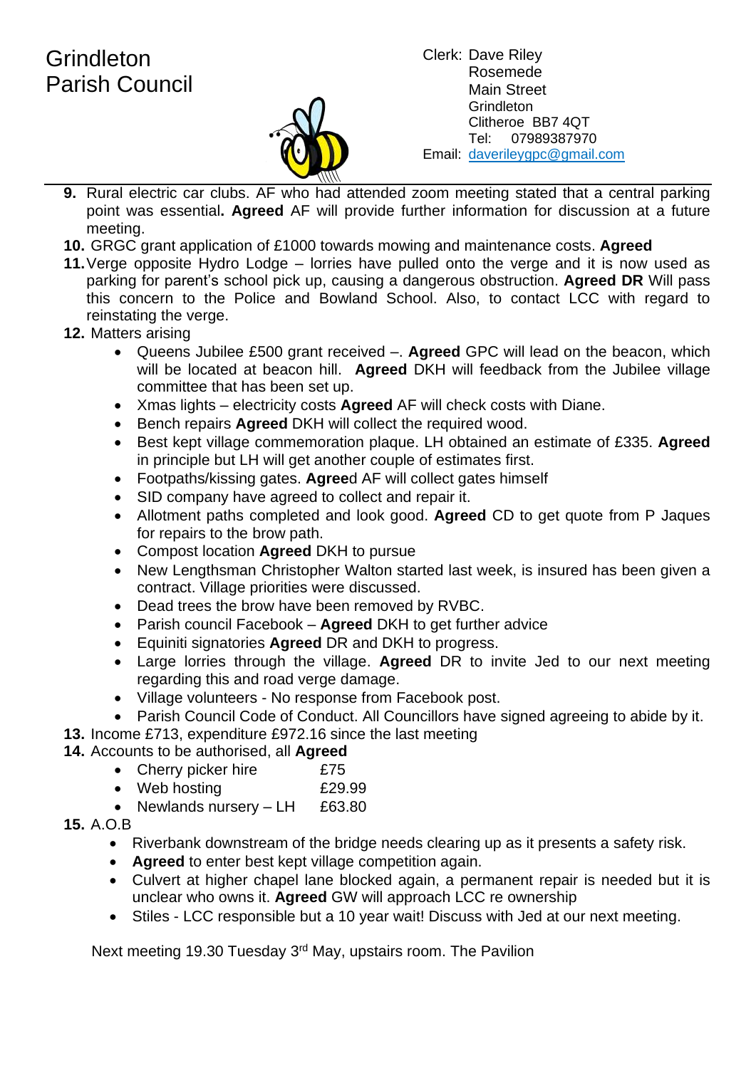Grindleton
Parish Council

Clerk: Dave Riley
Rosemede
Main Street
Grindleton
Clitheroe BB7 4QT
Tel: 07989387970
Email: daverileygpc@gmail.com

---

9. Rural electric car clubs. AF who had attended zoom meeting stated that a central parking point was essential**. Agreed** AF will provide further information for discussion at a future meeting.
10. GRGC grant application of £1000 towards mowing and maintenance costs. **Agreed**
11. Verge opposite Hydro Lodge – lorries have pulled onto the verge and it is now used as parking for parent's school pick up, causing a dangerous obstruction. **Agreed DR** Will pass this concern to the Police and Bowland School. Also, to contact LCC with regard to reinstating the verge.
12. Matters arising
    - Queens Jubilee £500 grant received –. **Agreed** GPC will lead on the beacon, which will be located at beacon hill. **Agreed** DKH will feedback from the Jubilee village committee that has been set up.
    - Xmas lights – electricity costs **Agreed** AF will check costs with Diane.
    - Bench repairs **Agreed** DKH will collect the required wood.
    - Best kept village commemoration plaque. LH obtained an estimate of £335. **Agreed** in principle but LH will get another couple of estimates first.
    - Footpaths/kissing gates. **Agree**d AF will collect gates himself
    - SID company have agreed to collect and repair it.
    - Allotment paths completed and look good. **Agreed** CD to get quote from P Jaques for repairs to the brow path.
    - Compost location **Agreed** DKH to pursue
    - New Lengthsman Christopher Walton started last week, is insured has been given a contract. Village priorities were discussed.
    - Dead trees the brow have been removed by RVBC.
    - Parish council Facebook – **Agreed** DKH to get further advice
    - Equiniti signatories **Agreed** DR and DKH to progress.
    - Large lorries through the village. **Agreed** DR to invite Jed to our next meeting regarding this and road verge damage.
    - Village volunteers - No response from Facebook post.
    - Parish Council Code of Conduct. All Councillors have signed agreeing to abide by it.
13. Income £713, expenditure £972.16 since the last meeting
14. Accounts to be authorised, all **Agreed**
    - Cherry picker hire £75
    - Web hosting £29.99
    - Newlands nursery – LH £63.80
15. A.O.B
    - Riverbank downstream of the bridge needs clearing up as it presents a safety risk.
    - **Agreed** to enter best kept village competition again.
    - Culvert at higher chapel lane blocked again, a permanent repair is needed but it is unclear who owns it. **Agreed** GW will approach LCC re ownership
    - Stiles - LCC responsible but a 10 year wait! Discuss with Jed at our next meeting.

Next meeting 19.30 Tuesday 3rd May, upstairs room. The Pavilion